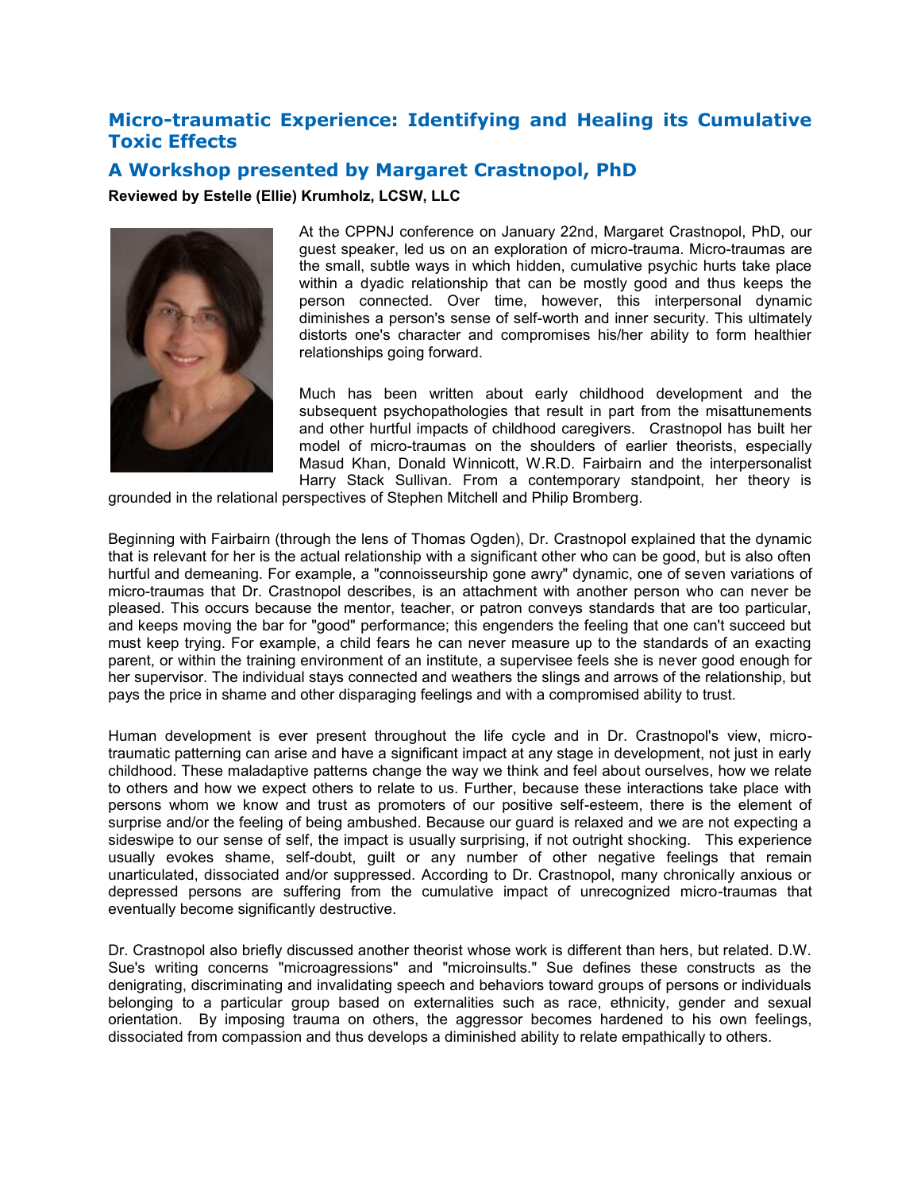## Micro-traumatic Experience: Identifying and Healing its Cumulative Toxic Effects

## A Workshop presented by Margaret Crastnopol, PhD

**Reviewed by Estelle (Ellie) Krumholz, LCSW, LLC**

At the CPPNJ conference on January 22nd, Margaret Crastnopol, PhD, our guest speaker, led us on an exploration of micro-trauma. Micro-traumas are the small, subtle ways in which hidden, cumulative psychic hurts take place within a dyadic relationship that can be mostly good and thus keeps the person connected. Over time, however, this interpersonal dynamic diminishes a person's sense of self-worth and inner security. This ultimately distorts one's character and compromises his/her ability to form healthier relationships going forward.

Much has been written about early childhood development and the subsequent psychopathologies that result in part from the misattunements and other hurtful impacts of childhood caregivers. Crastnopol has built her model of micro-traumas on the shoulders of earlier theorists, especially Masud Khan, Donald Winnicott, W.R.D. Fairbairn and the interpersonalist Harry Stack Sullivan. From a contemporary standpoint, her theory is grounded in the relational perspectives of Stephen Mitchell and Philip Bromberg.

Beginning with Fairbairn (through the lens of Thomas Ogden), Dr. Crastnopol explained that the dynamic that is relevant for her is the actual relationship with a significant other who can be good, but is also often hurtful and demeaning. For example, a "connoisseurship gone awry" dynamic, one of seven variations of micro-traumas that Dr. Crastnopol describes, is an attachment with another person who can never be pleased. This occurs because the mentor, teacher, or patron conveys standards that are too particular, and keeps moving the bar for "good" performance; this engenders the feeling that one can't succeed but must keep trying. For example, a child fears he can never measure up to the standards of an exacting parent, or within the training environment of an institute, a supervisee feels she is never good enough for her supervisor. The individual stays connected and weathers the slings and arrows of the relationship, but pays the price in shame and other disparaging feelings and with a compromised ability to trust.

Human development is ever present throughout the life cycle and in Dr. Crastnopol's view, micro-traumatic patterning can arise and have a significant impact at any stage in development, not just in early childhood. These maladaptive patterns change the way we think and feel about ourselves, how we relate to others and how we expect others to relate to us. Further, because these interactions take place with persons whom we know and trust as promoters of our positive self-esteem, there is the element of surprise and/or the feeling of being ambushed. Because our guard is relaxed and we are not expecting a sideswipe to our sense of self, the impact is usually surprising, if not outright shocking. This experience usually evokes shame, self-doubt, guilt or any number of other negative feelings that remain unarticulated, dissociated and/or suppressed. According to Dr. Crastnopol, many chronically anxious or depressed persons are suffering from the cumulative impact of unrecognized micro-traumas that eventually become significantly destructive.

Dr. Crastnopol also briefly discussed another theorist whose work is different than hers, but related. D.W. Sue's writing concerns "microagressions" and "microinsults." Sue defines these constructs as the denigrating, discriminating and invalidating speech and behaviors toward groups of persons or individuals belonging to a particular group based on externalities such as race, ethnicity, gender and sexual orientation. By imposing trauma on others, the aggressor becomes hardened to his own feelings, dissociated from compassion and thus develops a diminished ability to relate empathically to others.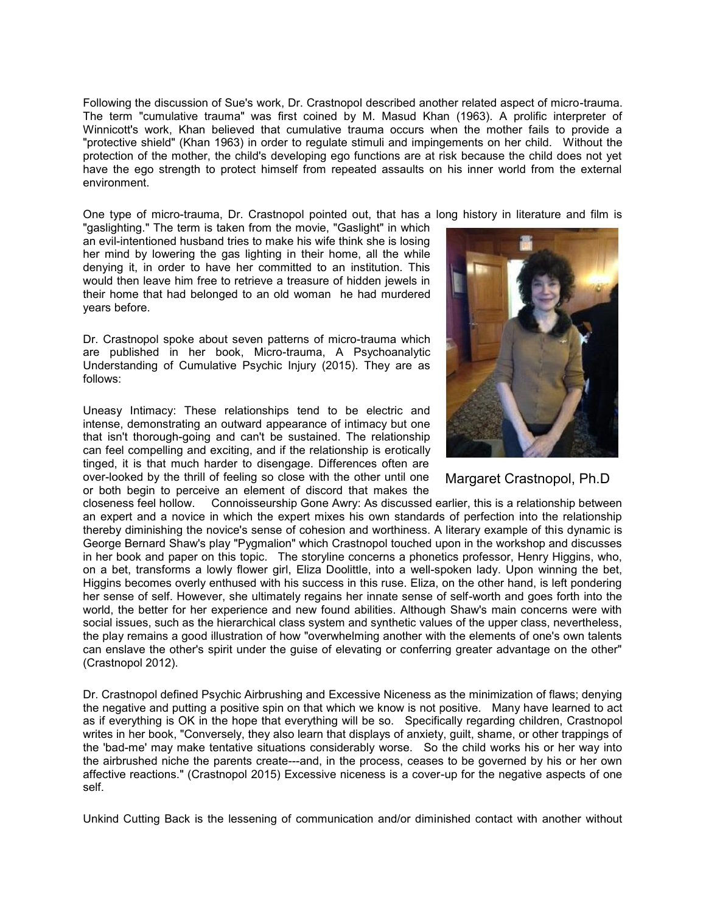Following the discussion of Sue's work, Dr. Crastnopol described another related aspect of micro-trauma. The term "cumulative trauma" was first coined by M. Masud Khan (1963). A prolific interpreter of Winnicott's work, Khan believed that cumulative trauma occurs when the mother fails to provide a "protective shield" (Khan 1963) in order to regulate stimuli and impingements on her child. Without the protection of the mother, the child's developing ego functions are at risk because the child does not yet have the ego strength to protect himself from repeated assaults on his inner world from the external environment.

One type of micro-trauma, Dr. Crastnopol pointed out, that has a long history in literature and film is "gaslighting." The term is taken from the movie, "Gaslight" in which an evil-intentioned husband tries to make his wife think she is losing her mind by lowering the gas lighting in their home, all the while denying it, in order to have her committed to an institution. This would then leave him free to retrieve a treasure of hidden jewels in their home that had belonged to an old woman he had murdered years before.

Margaret Crastnopol, Ph.D

Dr. Crastnopol spoke about seven patterns of micro-trauma which are published in her book, Micro-trauma, A Psychoanalytic Understanding of Cumulative Psychic Injury (2015). They are as follows:

Uneasy Intimacy: These relationships tend to be electric and intense, demonstrating an outward appearance of intimacy but one that isn't thorough-going and can't be sustained. The relationship can feel compelling and exciting, and if the relationship is erotically tinged, it is that much harder to disengage. Differences often are over-looked by the thrill of feeling so close with the other until one or both begin to perceive an element of discord that makes the closeness feel hollow. Connoisseurship Gone Awry: As discussed earlier, this is a relationship between an expert and a novice in which the expert mixes his own standards of perfection into the relationship thereby diminishing the novice's sense of cohesion and worthiness. A literary example of this dynamic is George Bernard Shaw's play "Pygmalion" which Crastnopol touched upon in the workshop and discusses in her book and paper on this topic. The storyline concerns a phonetics professor, Henry Higgins, who, on a bet, transforms a lowly flower girl, Eliza Doolittle, into a well-spoken lady. Upon winning the bet, Higgins becomes overly enthused with his success in this ruse. Eliza, on the other hand, is left pondering her sense of self. However, she ultimately regains her innate sense of self-worth and goes forth into the world, the better for her experience and new found abilities. Although Shaw's main concerns were with social issues, such as the hierarchical class system and synthetic values of the upper class, nevertheless, the play remains a good illustration of how "overwhelming another with the elements of one's own talents can enslave the other's spirit under the guise of elevating or conferring greater advantage on the other" (Crastnopol 2012).

Dr. Crastnopol defined Psychic Airbrushing and Excessive Niceness as the minimization of flaws; denying the negative and putting a positive spin on that which we know is not positive. Many have learned to act as if everything is OK in the hope that everything will be so. Specifically regarding children, Crastnopol writes in her book, "Conversely, they also learn that displays of anxiety, guilt, shame, or other trappings of the 'bad-me' may make tentative situations considerably worse. So the child works his or her way into the airbrushed niche the parents create---and, in the process, ceases to be governed by his or her own affective reactions." (Crastnopol 2015) Excessive niceness is a cover-up for the negative aspects of one self.

Unkind Cutting Back is the lessening of communication and/or diminished contact with another without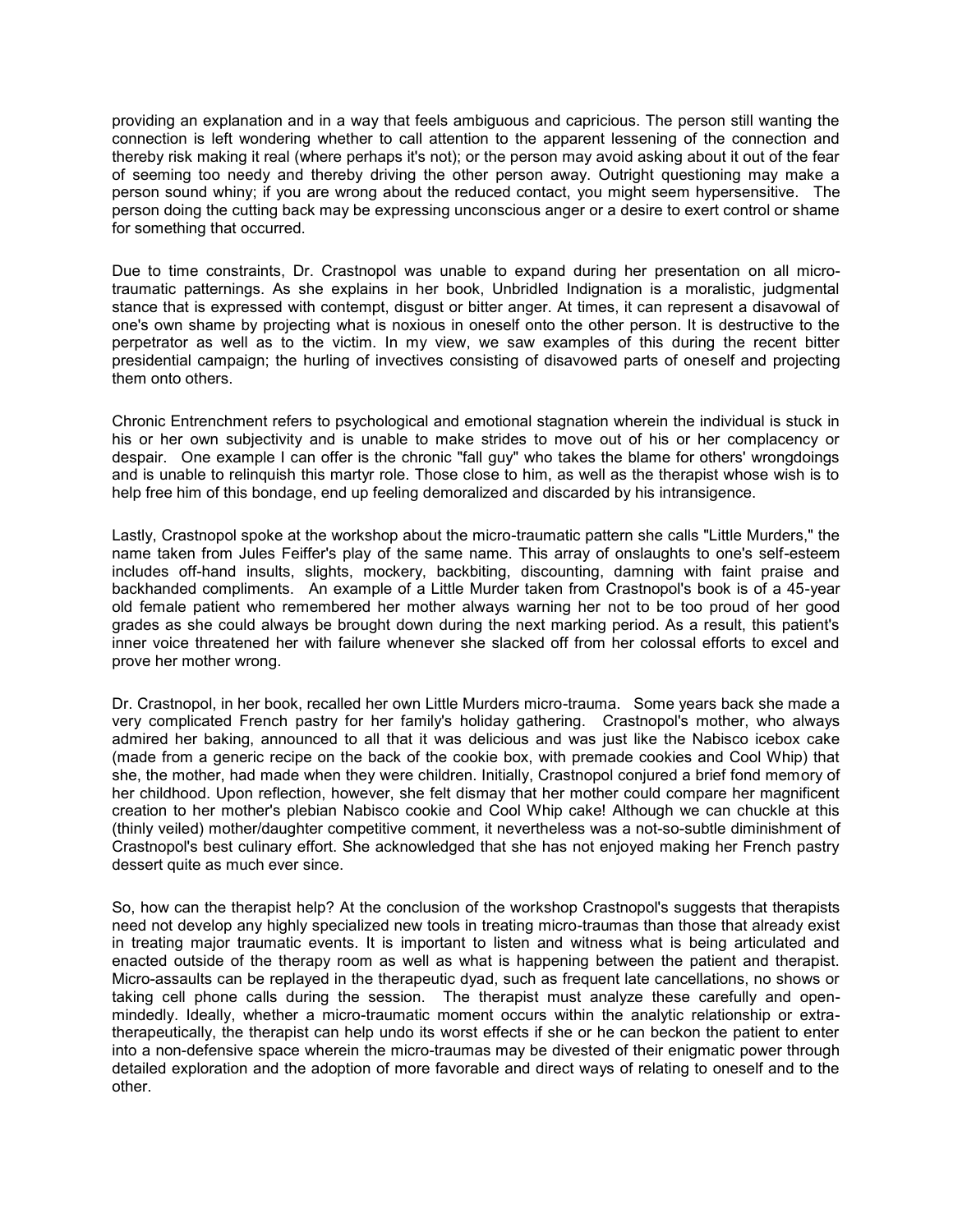providing an explanation and in a way that feels ambiguous and capricious. The person still wanting the connection is left wondering whether to call attention to the apparent lessening of the connection and thereby risk making it real (where perhaps it's not); or the person may avoid asking about it out of the fear of seeming too needy and thereby driving the other person away. Outright questioning may make a person sound whiny; if you are wrong about the reduced contact, you might seem hypersensitive. The person doing the cutting back may be expressing unconscious anger or a desire to exert control or shame for something that occurred.

Due to time constraints, Dr. Crastnopol was unable to expand during her presentation on all micro-traumatic patternings. As she explains in her book, Unbridled Indignation is a moralistic, judgmental stance that is expressed with contempt, disgust or bitter anger. At times, it can represent a disavowal of one's own shame by projecting what is noxious in oneself onto the other person. It is destructive to the perpetrator as well as to the victim. In my view, we saw examples of this during the recent bitter presidential campaign; the hurling of invectives consisting of disavowed parts of oneself and projecting them onto others.

Chronic Entrenchment refers to psychological and emotional stagnation wherein the individual is stuck in his or her own subjectivity and is unable to make strides to move out of his or her complacency or despair. One example I can offer is the chronic "fall guy" who takes the blame for others' wrongdoings and is unable to relinquish this martyr role. Those close to him, as well as the therapist whose wish is to help free him of this bondage, end up feeling demoralized and discarded by his intransigence.

Lastly, Crastnopol spoke at the workshop about the micro-traumatic pattern she calls "Little Murders," the name taken from Jules Feiffer's play of the same name. This array of onslaughts to one's self-esteem includes off-hand insults, slights, mockery, backbiting, discounting, damning with faint praise and backhanded compliments. An example of a Little Murder taken from Crastnopol's book is of a 45-year old female patient who remembered her mother always warning her not to be too proud of her good grades as she could always be brought down during the next marking period. As a result, this patient's inner voice threatened her with failure whenever she slacked off from her colossal efforts to excel and prove her mother wrong.

Dr. Crastnopol, in her book, recalled her own Little Murders micro-trauma. Some years back she made a very complicated French pastry for her family's holiday gathering. Crastnopol's mother, who always admired her baking, announced to all that it was delicious and was just like the Nabisco icebox cake (made from a generic recipe on the back of the cookie box, with premade cookies and Cool Whip) that she, the mother, had made when they were children. Initially, Crastnopol conjured a brief fond memory of her childhood. Upon reflection, however, she felt dismay that her mother could compare her magnificent creation to her mother's plebian Nabisco cookie and Cool Whip cake! Although we can chuckle at this (thinly veiled) mother/daughter competitive comment, it nevertheless was a not-so-subtle diminishment of Crastnopol's best culinary effort. She acknowledged that she has not enjoyed making her French pastry dessert quite as much ever since.

So, how can the therapist help? At the conclusion of the workshop Crastnopol's suggests that therapists need not develop any highly specialized new tools in treating micro-traumas than those that already exist in treating major traumatic events. It is important to listen and witness what is being articulated and enacted outside of the therapy room as well as what is happening between the patient and therapist. Micro-assaults can be replayed in the therapeutic dyad, such as frequent late cancellations, no shows or taking cell phone calls during the session. The therapist must analyze these carefully and open-mindedly. Ideally, whether a micro-traumatic moment occurs within the analytic relationship or extra-therapeutically, the therapist can help undo its worst effects if she or he can beckon the patient to enter into a non-defensive space wherein the micro-traumas may be divested of their enigmatic power through detailed exploration and the adoption of more favorable and direct ways of relating to oneself and to the other.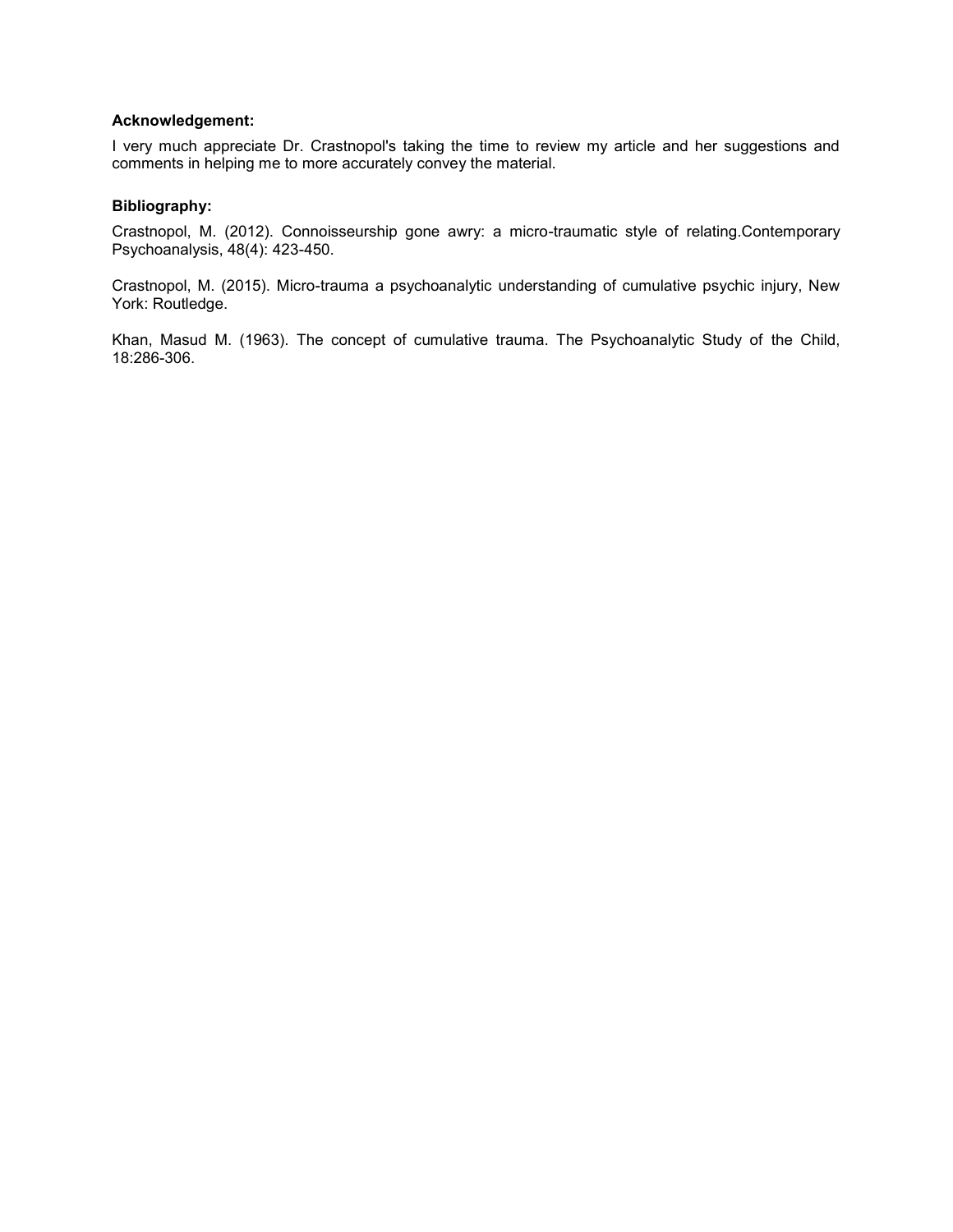**Acknowledgement:**

I very much appreciate Dr. Crastnopol's taking the time to review my article and her suggestions and comments in helping me to more accurately convey the material.

**Bibliography:**

Crastnopol, M. (2012). Connoisseurship gone awry: a micro-traumatic style of relating.Contemporary Psychoanalysis, 48(4): 423-450.

Crastnopol, M. (2015). Micro-trauma a psychoanalytic understanding of cumulative psychic injury, New York: Routledge.

Khan, Masud M. (1963). The concept of cumulative trauma. The Psychoanalytic Study of the Child, 18:286-306.